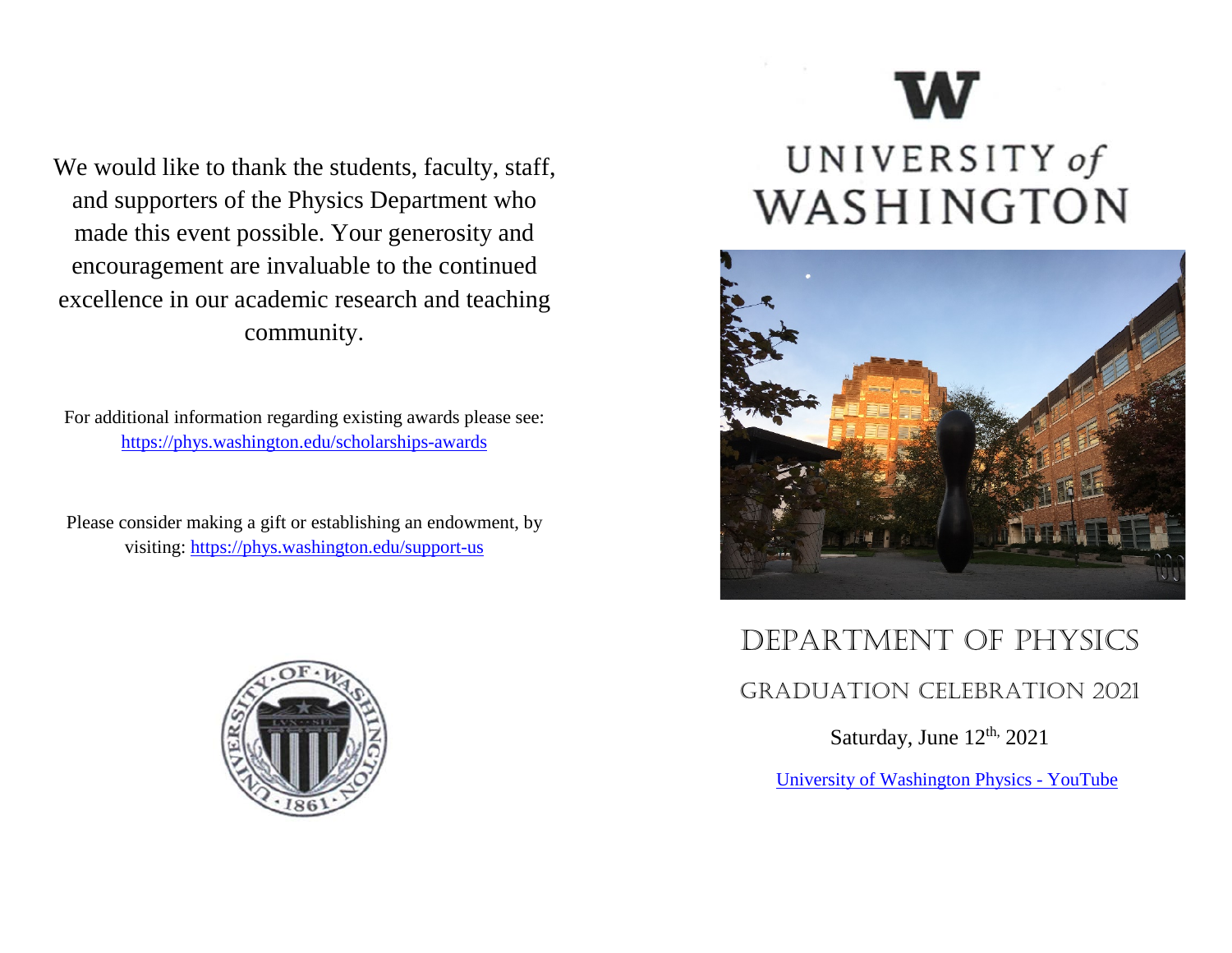We would like to thank the students, faculty, staff, and supporters of the Physics Department who made this event possible. Your generosity and encouragement are invaluable to the continued excellence in our academic research and teaching community.

For additional information regarding existing awards please see: https://phys.washington.edu/scholarships-awards

Please consider making a gift or establishing an endowment, by visiting: https://phys.washington.edu/support-us

# UNIVERSITY *of* WASHINGTON

# DEPARTMENT OF PHYSICS

## GRADUATION CELEBRATION 2021

Saturday, June 12th, 2021

University of Washington Physics - YouTube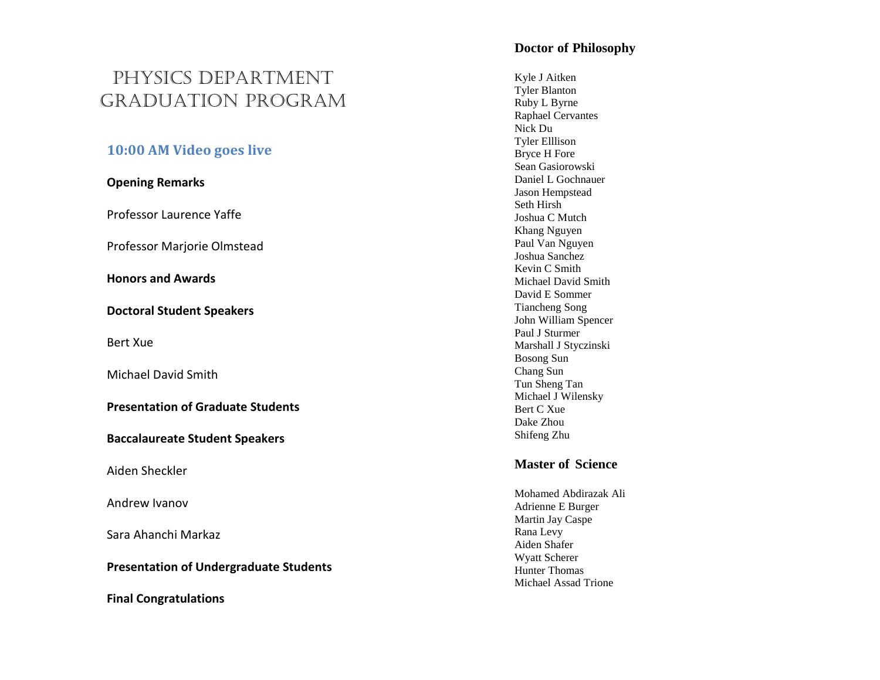# Physics Department Graduation Program

## 10:00 AM Video goes live

**Opening Remarks**

Professor Laurence Yaffe

Professor Marjorie Olmstead

**Honors and Awards**

**Doctoral Student Speakers**

Bert Xue

Michael David Smith

**Presentation of Graduate Students**

**Baccalaureate Student Speakers**

Aiden Sheckler

Andrew Ivanov

Sara Ahanchi Markaz

**Presentation of Undergraduate Students**

**Final Congratulations**

### Doctor of Philosophy

Kyle J Aitken
Tyler Blanton
Ruby L Byrne
Raphael Cervantes
Nick Du
Tyler Elllison
Bryce H Fore
Sean Gasiorowski
Daniel L Gochnauer
Jason Hempstead
Seth Hirsh
Joshua C Mutch
Khang Nguyen
Paul Van Nguyen
Joshua Sanchez
Kevin C Smith
Michael David Smith
David E Sommer
Tiancheng Song
John William Spencer
Paul J Sturmer
Marshall J Styczinski
Bosong Sun
Chang Sun
Tun Sheng Tan
Michael J Wilensky
Bert C Xue
Dake Zhou
Shifeng Zhu

### Master of Science

Mohamed Abdirazak Ali
Adrienne E Burger
Martin Jay Caspe
Rana Levy
Aiden Shafer
Wyatt Scherer
Hunter Thomas
Michael Assad Trione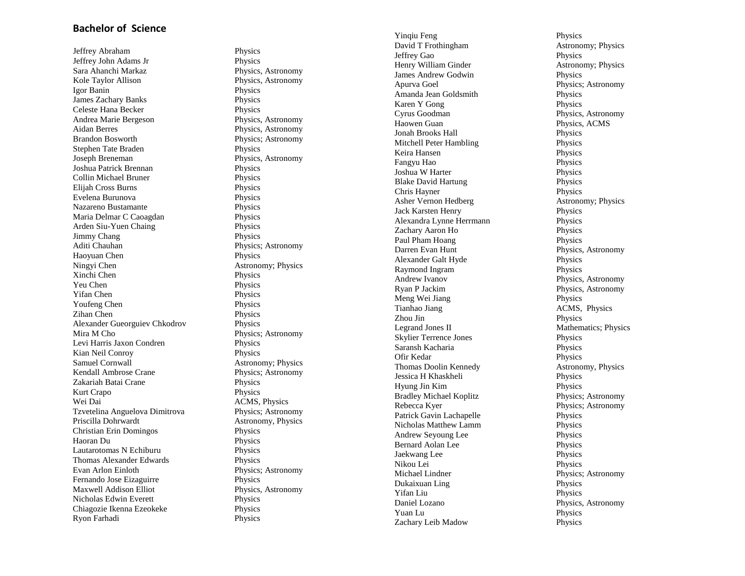## Bachelor of Science

| Name | Major |
|---|---|
| Jeffrey Abraham | Physics |
| Jeffrey John Adams Jr | Physics |
| Sara Ahanchi Markaz | Physics, Astronomy |
| Kole Taylor Allison | Physics, Astronomy |
| Igor Banin | Physics |
| James Zachary Banks | Physics |
| Celeste Hana Becker | Physics |
| Andrea Marie Bergeson | Physics, Astronomy |
| Aidan Berres | Physics, Astronomy |
| Brandon Bosworth | Physics; Astronomy |
| Stephen Tate Braden | Physics |
| Joseph Breneman | Physics, Astronomy |
| Joshua Patrick Brennan | Physics |
| Collin Michael Bruner | Physics |
| Elijah Cross Burns | Physics |
| Evelena Burunova | Physics |
| Nazareno Bustamante | Physics |
| Maria Delmar C Caoagdan | Physics |
| Arden Siu-Yuen Chaing | Physics |
| Jimmy Chang | Physics |
| Aditi Chauhan | Physics; Astronomy |
| Haoyuan Chen | Physics |
| Ningyi Chen | Astronomy; Physics |
| Xinchi Chen | Physics |
| Yeu Chen | Physics |
| Yifan Chen | Physics |
| Youfeng Chen | Physics |
| Zihan Chen | Physics |
| Alexander Gueorguiev Chkodrov | Physics |
| Mira M Cho | Physics; Astronomy |
| Levi Harris Jaxon Condren | Physics |
| Kian Neil Conroy | Physics |
| Samuel Cornwall | Astronomy; Physics |
| Kendall Ambrose Crane | Physics; Astronomy |
| Zakariah Batai Crane | Physics |
| Kurt Crapo | Physics |
| Wei Dai | ACMS, Physics |
| Tzvetelina Anguelova Dimitrova | Physics; Astronomy |
| Priscilla Dohrwardt | Astronomy, Physics |
| Christian Erin Domingos | Physics |
| Haoran Du | Physics |
| Lautarotomas N Echiburu | Physics |
| Thomas Alexander Edwards | Physics |
| Evan Arlon Einloth | Physics; Astronomy |
| Fernando Jose Eizaguirre | Physics |
| Maxwell Addison Elliot | Physics, Astronomy |
| Nicholas Edwin Everett | Physics |
| Chiagozie Ikenna Ezeokeke | Physics |
| Ryon Farhadi | Physics |
| Yinqiu Feng | Physics |
| David T Frothingham | Astronomy; Physics |
| Jeffrey Gao | Physics |
| Henry William Ginder | Astronomy; Physics |
| James Andrew Godwin | Physics |
| Apurva Goel | Physics; Astronomy |
| Amanda Jean Goldsmith | Physics |
| Karen Y Gong | Physics |
| Cyrus Goodman | Physics, Astronomy |
| Haowen Guan | Physics, ACMS |
| Jonah Brooks Hall | Physics |
| Mitchell Peter Hambling | Physics |
| Keira Hansen | Physics |
| Fangyu Hao | Physics |
| Joshua W Harter | Physics |
| Blake David Hartung | Physics |
| Chris Hayner | Physics |
| Asher Vernon Hedberg | Astronomy; Physics |
| Jack Karsten Henry | Physics |
| Alexandra Lynne Herrmann | Physics |
| Zachary Aaron Ho | Physics |
| Paul Pham Hoang | Physics |
| Darren Evan Hunt | Physics, Astronomy |
| Alexander Galt Hyde | Physics |
| Raymond Ingram | Physics |
| Andrew Ivanov | Physics, Astronomy |
| Ryan P Jackim | Physics, Astronomy |
| Meng Wei Jiang | Physics |
| Tianhao Jiang | ACMS, Physics |
| Zhou Jin | Physics |
| Legrand Jones II | Mathematics; Physics |
| Skylier Terrence Jones | Physics |
| Saransh Kacharia | Physics |
| Ofir Kedar | Physics |
| Thomas Doolin Kennedy | Astronomy, Physics |
| Jessica H Khaskheli | Physics |
| Hyung Jin Kim | Physics |
| Bradley Michael Koplitz | Physics; Astronomy |
| Rebecca Kyer | Physics; Astronomy |
| Patrick Gavin Lachapelle | Physics |
| Nicholas Matthew Lamm | Physics |
| Andrew Seyoung Lee | Physics |
| Bernard Aolan Lee | Physics |
| Jaekwang Lee | Physics |
| Nikou Lei | Physics |
| Michael Lindner | Physics; Astronomy |
| Dukaixuan Ling | Physics |
| Yifan Liu | Physics |
| Daniel Lozano | Physics, Astronomy |
| Yuan Lu | Physics |
| Zachary Leib Madow | Physics |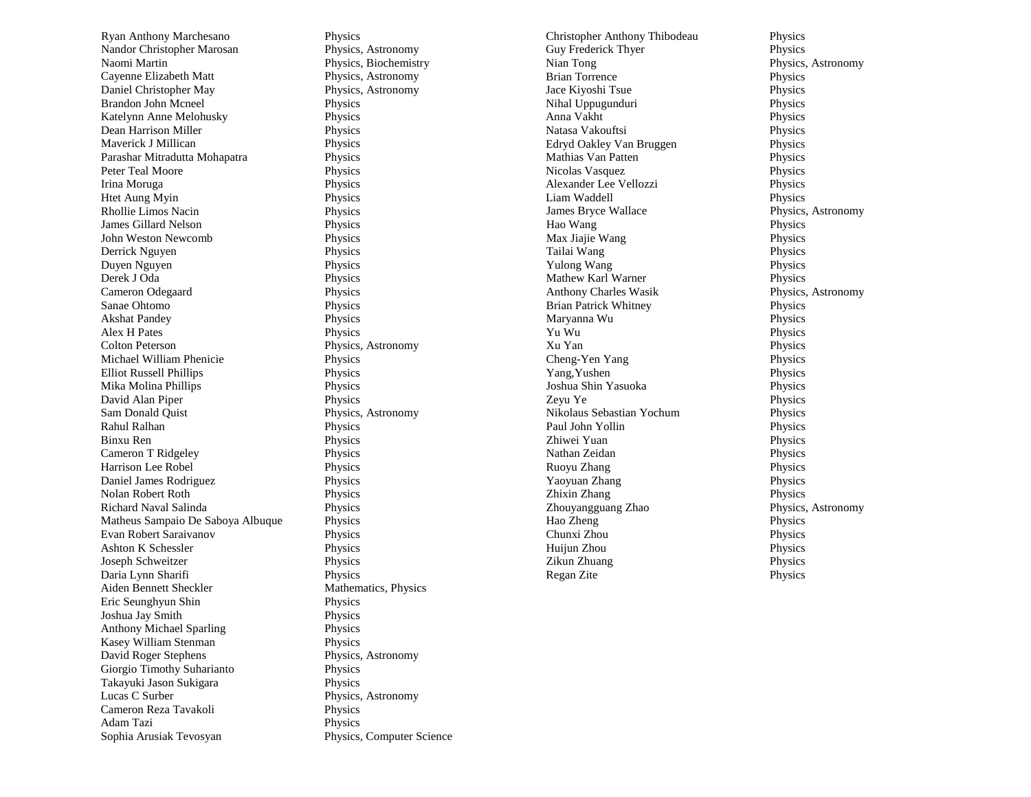| | |
|---|---|
| Ryan Anthony Marchesano | Physics |
| Nandor Christopher Marosan | Physics, Astronomy |
| Naomi Martin | Physics, Biochemistry |
| Cayenne Elizabeth Matt | Physics, Astronomy |
| Daniel Christopher May | Physics, Astronomy |
| Brandon John Mcneel | Physics |
| Katelynn Anne Melohusky | Physics |
| Dean Harrison Miller | Physics |
| Maverick J Millican | Physics |
| Parashar Mitradutta Mohapatra | Physics |
| Peter Teal Moore | Physics |
| Irina Moruga | Physics |
| Htet Aung Myin | Physics |
| Rhollie Limos Nacin | Physics |
| James Gillard Nelson | Physics |
| John Weston Newcomb | Physics |
| Derrick Nguyen | Physics |
| Duyen Nguyen | Physics |
| Derek J Oda | Physics |
| Cameron Odegaard | Physics |
| Sanae Ohtomo | Physics |
| Akshat Pandey | Physics |
| Alex H Pates | Physics |
| Colton Peterson | Physics, Astronomy |
| Michael William Phenicie | Physics |
| Elliot Russell Phillips | Physics |
| Mika Molina Phillips | Physics |
| David Alan Piper | Physics |
| Sam Donald Quist | Physics, Astronomy |
| Rahul Ralhan | Physics |
| Binxu Ren | Physics |
| Cameron T Ridgeley | Physics |
| Harrison Lee Robel | Physics |
| Daniel James Rodriguez | Physics |
| Nolan Robert Roth | Physics |
| Richard Naval Salinda | Physics |
| Matheus Sampaio De Saboya Albuque | Physics |
| Evan Robert Saraivanov | Physics |
| Ashton K Schessler | Physics |
| Joseph Schweitzer | Physics |
| Daria Lynn Sharifi | Physics |
| Aiden Bennett Sheckler | Mathematics, Physics |
| Eric Seunghyun Shin | Physics |
| Joshua Jay Smith | Physics |
| Anthony Michael Sparling | Physics |
| Kasey William Stenman | Physics |
| David Roger Stephens | Physics, Astronomy |
| Giorgio Timothy Suharianto | Physics |
| Takayuki Jason Sukigara | Physics |
| Lucas C Surber | Physics, Astronomy |
| Cameron Reza Tavakoli | Physics |
| Adam Tazi | Physics |
| Sophia Arusiak Tevosyan | Physics, Computer Science |
| Christopher Anthony Thibodeau | Physics |
| Guy Frederick Thyer | Physics |
| Nian Tong | Physics, Astronomy |
| Brian Torrence | Physics |
| Jace Kiyoshi Tsue | Physics |
| Nihal Uppugunduri | Physics |
| Anna Vakht | Physics |
| Natasa Vakouftsi | Physics |
| Edryd Oakley Van Bruggen | Physics |
| Mathias Van Patten | Physics |
| Nicolas Vasquez | Physics |
| Alexander Lee Vellozzi | Physics |
| Liam Waddell | Physics |
| James Bryce Wallace | Physics, Astronomy |
| Hao Wang | Physics |
| Max Jiajie Wang | Physics |
| Tailai Wang | Physics |
| Yulong Wang | Physics |
| Mathew Karl Warner | Physics |
| Anthony Charles Wasik | Physics, Astronomy |
| Brian Patrick Whitney | Physics |
| Maryanna Wu | Physics |
| Yu Wu | Physics |
| Xu Yan | Physics |
| Cheng-Yen Yang | Physics |
| Yang,Yushen | Physics |
| Joshua Shin Yasuoka | Physics |
| Zeyu Ye | Physics |
| Nikolaus Sebastian Yochum | Physics |
| Paul John Yollin | Physics |
| Zhiwei Yuan | Physics |
| Nathan Zeidan | Physics |
| Ruoyu Zhang | Physics |
| Yaoyuan Zhang | Physics |
| Zhixin Zhang | Physics |
| Zhouyangguang Zhao | Physics, Astronomy |
| Hao Zheng | Physics |
| Chunxi Zhou | Physics |
| Huijun Zhou | Physics |
| Zikun Zhuang | Physics |
| Regan Zite | Physics |